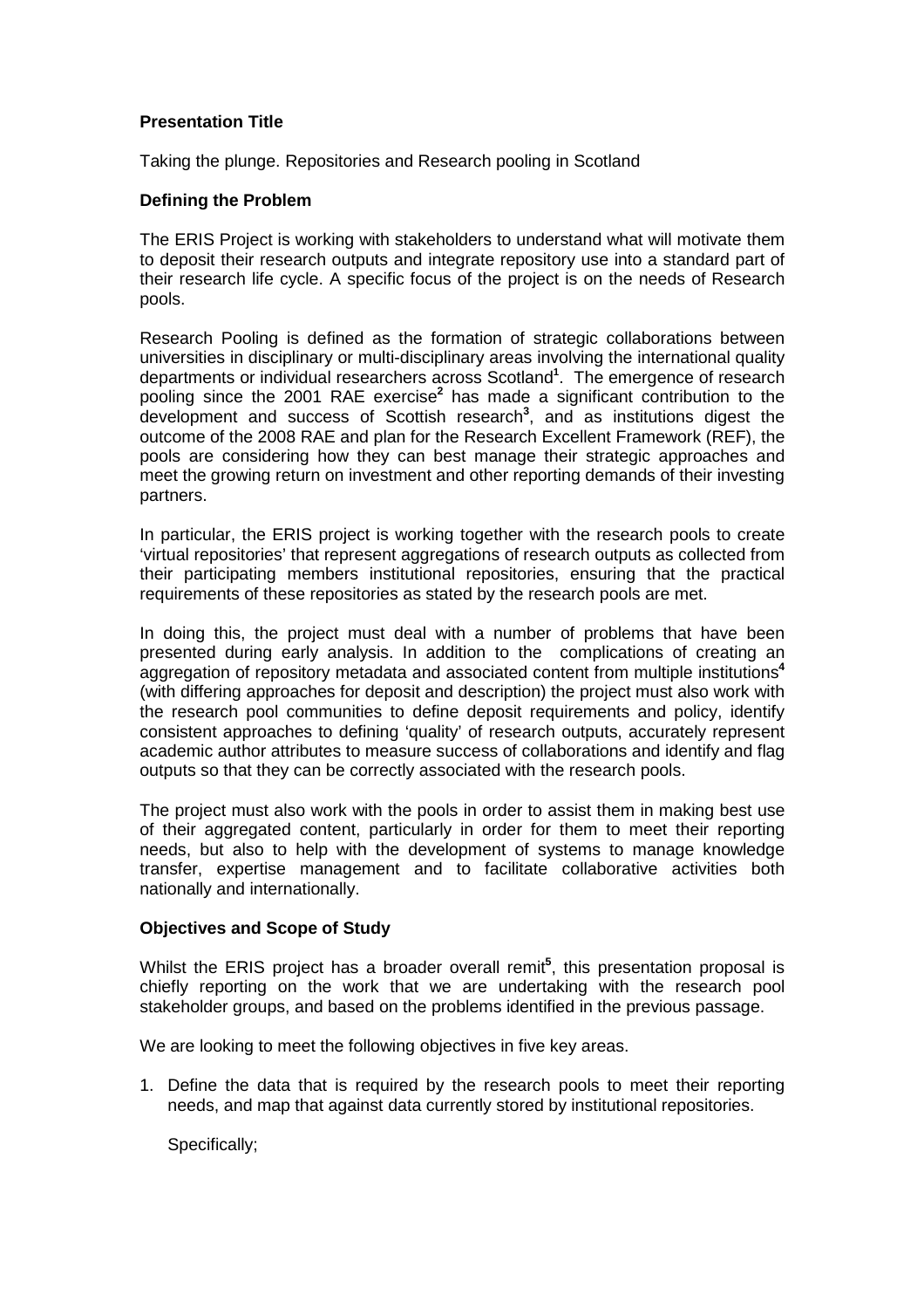**Presentation Title**

Taking the plunge. Repositories and Research pooling in Scotland

**Defining the Problem**

The ERIS Project is working with stakeholders to understand what will motivate them to deposit their research outputs and integrate repository use into a standard part of their research life cycle. A specific focus of the project is on the needs of Research pools.

Research Pooling is defined as the formation of strategic collaborations between universities in disciplinary or multi-disciplinary areas involving the international quality departments or individual researchers across Scotland[1]. The emergence of research pooling since the 2001 RAE exercise[2] has made a significant contribution to the development and success of Scottish research[3], and as institutions digest the outcome of the 2008 RAE and plan for the Research Excellent Framework (REF), the pools are considering how they can best manage their strategic approaches and meet the growing return on investment and other reporting demands of their investing partners.

In particular, the ERIS project is working together with the research pools to create 'virtual repositories' that represent aggregations of research outputs as collected from their participating members institutional repositories, ensuring that the practical requirements of these repositories as stated by the research pools are met.

In doing this, the project must deal with a number of problems that have been presented during early analysis. In addition to the complications of creating an aggregation of repository metadata and associated content from multiple institutions[4] (with differing approaches for deposit and description) the project must also work with the research pool communities to define deposit requirements and policy, identify consistent approaches to defining 'quality' of research outputs, accurately represent academic author attributes to measure success of collaborations and identify and flag outputs so that they can be correctly associated with the research pools.

The project must also work with the pools in order to assist them in making best use of their aggregated content, particularly in order for them to meet their reporting needs, but also to help with the development of systems to manage knowledge transfer, expertise management and to facilitate collaborative activities both nationally and internationally.

**Objectives and Scope of Study**

Whilst the ERIS project has a broader overall remit[5], this presentation proposal is chiefly reporting on the work that we are undertaking with the research pool stakeholder groups, and based on the problems identified in the previous passage.

We are looking to meet the following objectives in five key areas.

1. Define the data that is required by the research pools to meet their reporting needs, and map that against data currently stored by institutional repositories.

   Specifically;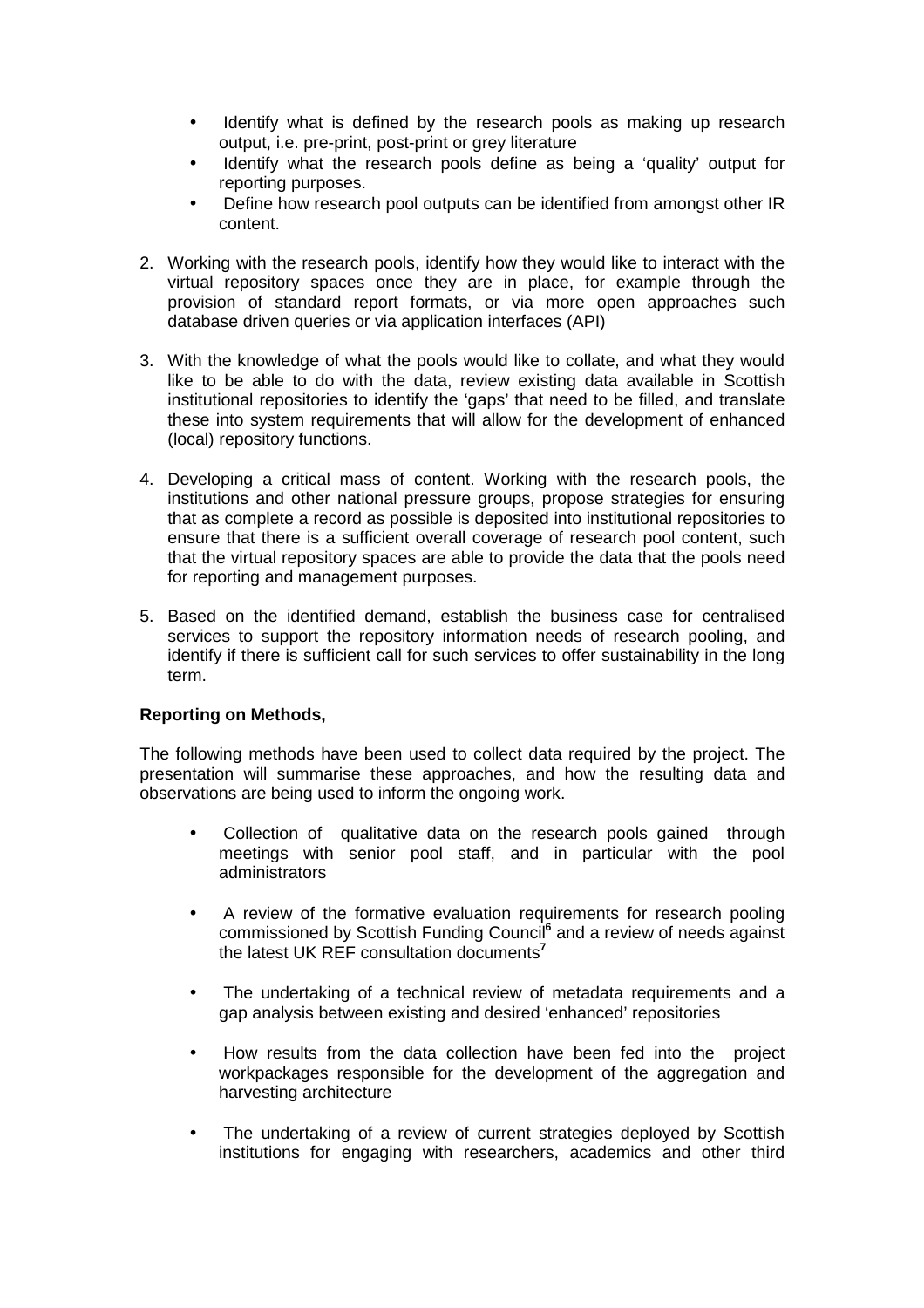- Identify what is defined by the research pools as making up research output, i.e. pre-print, post-print or grey literature
- Identify what the research pools define as being a 'quality' output for reporting purposes.
- Define how research pool outputs can be identified from amongst other IR content.

2. Working with the research pools, identify how they would like to interact with the virtual repository spaces once they are in place, for example through the provision of standard report formats, or via more open approaches such database driven queries or via application interfaces (API)

3. With the knowledge of what the pools would like to collate, and what they would like to be able to do with the data, review existing data available in Scottish institutional repositories to identify the 'gaps' that need to be filled, and translate these into system requirements that will allow for the development of enhanced (local) repository functions.

4. Developing a critical mass of content. Working with the research pools, the institutions and other national pressure groups, propose strategies for ensuring that as complete a record as possible is deposited into institutional repositories to ensure that there is a sufficient overall coverage of research pool content, such that the virtual repository spaces are able to provide the data that the pools need for reporting and management purposes.

5. Based on the identified demand, establish the business case for centralised services to support the repository information needs of research pooling, and identify if there is sufficient call for such services to offer sustainability in the long term.

**Reporting on Methods,**

The following methods have been used to collect data required by the project. The presentation will summarise these approaches, and how the resulting data and observations are being used to inform the ongoing work.

- Collection of qualitative data on the research pools gained through meetings with senior pool staff, and in particular with the pool administrators

- A review of the formative evaluation requirements for research pooling commissioned by Scottish Funding Council[6] and a review of needs against the latest UK REF consultation documents[7]

- The undertaking of a technical review of metadata requirements and a gap analysis between existing and desired 'enhanced' repositories

- How results from the data collection have been fed into the project workpackages responsible for the development of the aggregation and harvesting architecture

- The undertaking of a review of current strategies deployed by Scottish institutions for engaging with researchers, academics and other third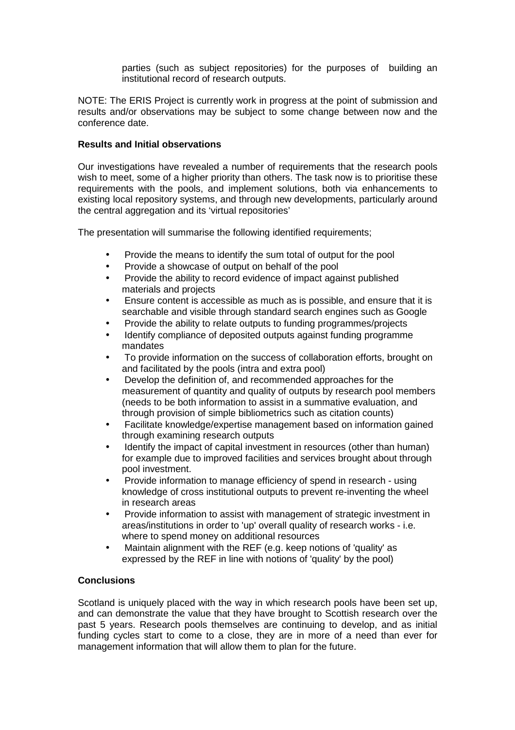parties (such as subject repositories) for the purposes of building an institutional record of research outputs.

NOTE: The ERIS Project is currently work in progress at the point of submission and results and/or observations may be subject to some change between now and the conference date.

**Results and Initial observations**

Our investigations have revealed a number of requirements that the research pools wish to meet, some of a higher priority than others. The task now is to prioritise these requirements with the pools, and implement solutions, both via enhancements to existing local repository systems, and through new developments, particularly around the central aggregation and its 'virtual repositories'

The presentation will summarise the following identified requirements;

- Provide the means to identify the sum total of output for the pool
- Provide a showcase of output on behalf of the pool
- Provide the ability to record evidence of impact against published materials and projects
- Ensure content is accessible as much as is possible, and ensure that it is searchable and visible through standard search engines such as Google
- Provide the ability to relate outputs to funding programmes/projects
- Identify compliance of deposited outputs against funding programme mandates
- To provide information on the success of collaboration efforts, brought on and facilitated by the pools (intra and extra pool)
- Develop the definition of, and recommended approaches for the measurement of quantity and quality of outputs by research pool members (needs to be both information to assist in a summative evaluation, and through provision of simple bibliometrics such as citation counts)
- Facilitate knowledge/expertise management based on information gained through examining research outputs
- Identify the impact of capital investment in resources (other than human) for example due to improved facilities and services brought about through pool investment.
- Provide information to manage efficiency of spend in research - using knowledge of cross institutional outputs to prevent re-inventing the wheel in research areas
- Provide information to assist with management of strategic investment in areas/institutions in order to 'up' overall quality of research works - i.e. where to spend money on additional resources
- Maintain alignment with the REF (e.g. keep notions of 'quality' as expressed by the REF in line with notions of 'quality' by the pool)

**Conclusions**

Scotland is uniquely placed with the way in which research pools have been set up, and can demonstrate the value that they have brought to Scottish research over the past 5 years. Research pools themselves are continuing to develop, and as initial funding cycles start to come to a close, they are in more of a need than ever for management information that will allow them to plan for the future.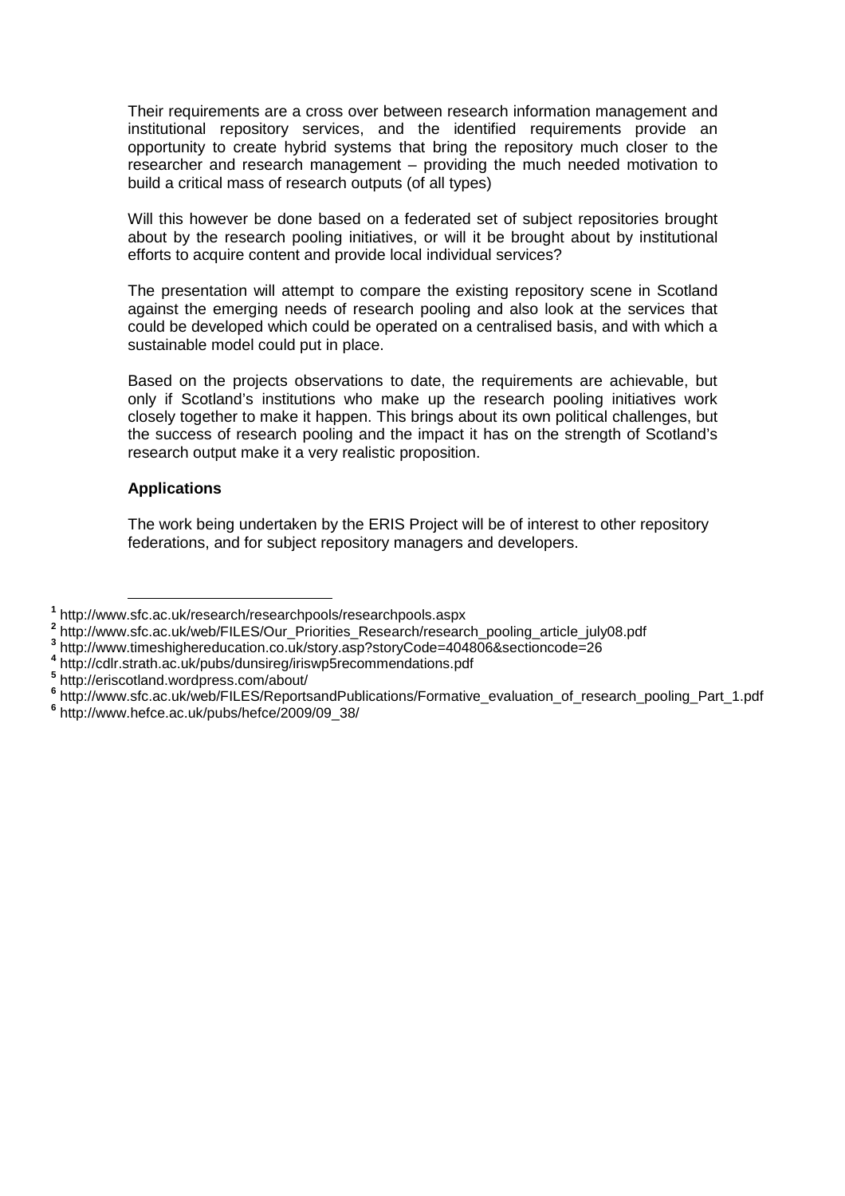Their requirements are a cross over between research information management and institutional repository services, and the identified requirements provide an opportunity to create hybrid systems that bring the repository much closer to the researcher and research management – providing the much needed motivation to build a critical mass of research outputs (of all types)

Will this however be done based on a federated set of subject repositories brought about by the research pooling initiatives, or will it be brought about by institutional efforts to acquire content and provide local individual services?

The presentation will attempt to compare the existing repository scene in Scotland against the emerging needs of research pooling and also look at the services that could be developed which could be operated on a centralised basis, and with which a sustainable model could put in place.

Based on the projects observations to date, the requirements are achievable, but only if Scotland's institutions who make up the research pooling initiatives work closely together to make it happen. This brings about its own political challenges, but the success of research pooling and the impact it has on the strength of Scotland's research output make it a very realistic proposition.

**Applications**

The work being undertaken by the ERIS Project will be of interest to other repository federations, and for subject repository managers and developers.

---

[1] http://www.sfc.ac.uk/research/researchpools/researchpools.aspx
[2] http://www.sfc.ac.uk/web/FILES/Our_Priorities_Research/research_pooling_article_july08.pdf
[3] http://www.timeshighereducation.co.uk/story.asp?storyCode=404806&sectioncode=26
[4] http://cdlr.strath.ac.uk/pubs/dunsireg/iriswp5recommendations.pdf
[5] http://eriscotland.wordpress.com/about/
[6] http://www.sfc.ac.uk/web/FILES/ReportsandPublications/Formative_evaluation_of_research_pooling_Part_1.pdf
[6] http://www.hefce.ac.uk/pubs/hefce/2009/09_38/